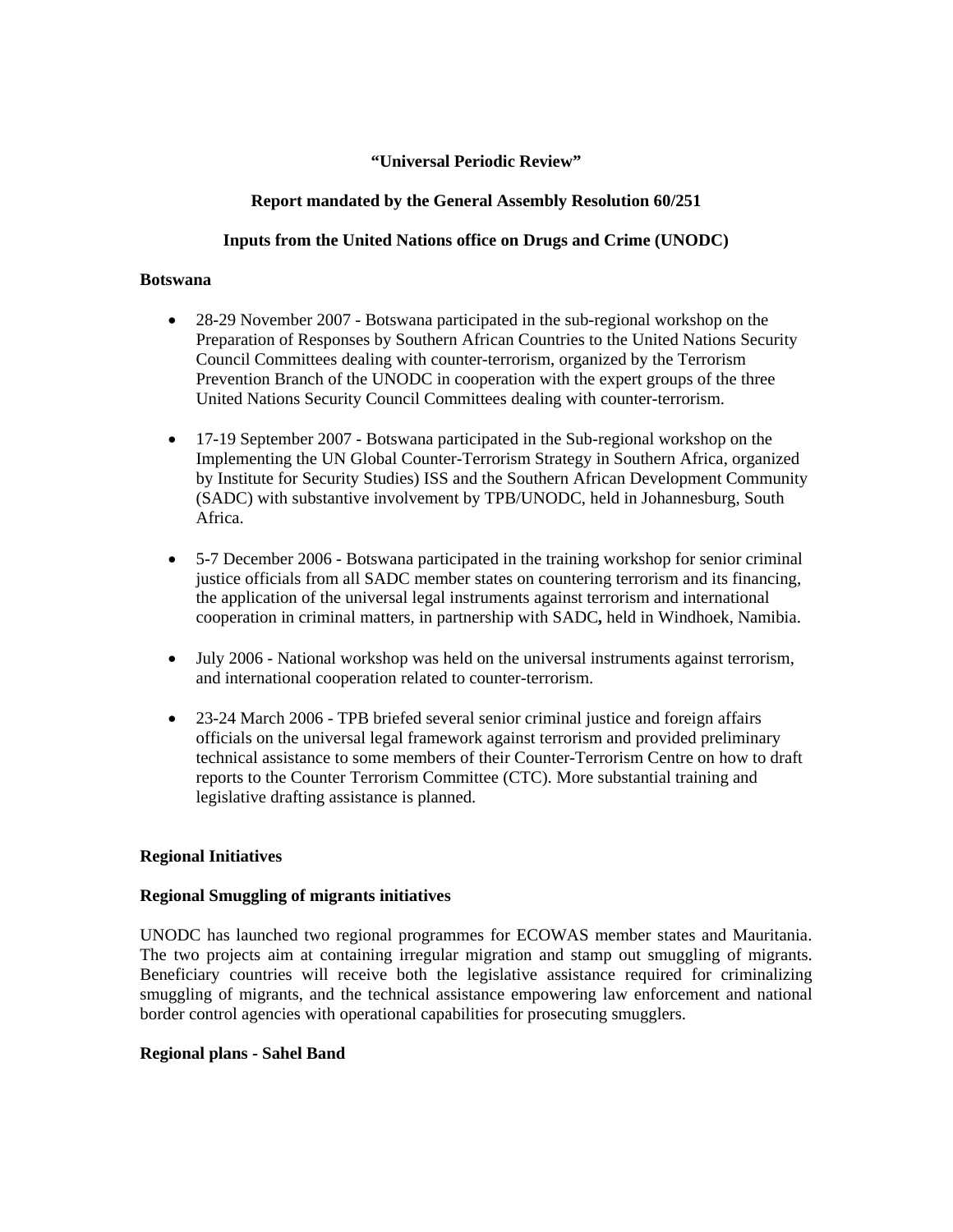**"Universal Periodic Review"**

**Report mandated by the General Assembly Resolution 60/251**

**Inputs from the United Nations office on Drugs and Crime (UNODC)**

**Botswana**

- 28-29 November 2007 - Botswana participated in the sub-regional workshop on the Preparation of Responses by Southern African Countries to the United Nations Security Council Committees dealing with counter-terrorism, organized by the Terrorism Prevention Branch of the UNODC in cooperation with the expert groups of the three United Nations Security Council Committees dealing with counter-terrorism.

- 17-19 September 2007 - Botswana participated in the Sub-regional workshop on the Implementing the UN Global Counter-Terrorism Strategy in Southern Africa, organized by Institute for Security Studies) ISS and the Southern African Development Community (SADC) with substantive involvement by TPB/UNODC, held in Johannesburg, South Africa.

- 5-7 December 2006 - Botswana participated in the training workshop for senior criminal justice officials from all SADC member states on countering terrorism and its financing, the application of the universal legal instruments against terrorism and international cooperation in criminal matters, in partnership with SADC**,** held in Windhoek, Namibia.

- July 2006 - National workshop was held on the universal instruments against terrorism, and international cooperation related to counter-terrorism.

- 23-24 March 2006 - TPB briefed several senior criminal justice and foreign affairs officials on the universal legal framework against terrorism and provided preliminary technical assistance to some members of their Counter-Terrorism Centre on how to draft reports to the Counter Terrorism Committee (CTC). More substantial training and legislative drafting assistance is planned.

**Regional Initiatives**

**Regional Smuggling of migrants initiatives**

UNODC has launched two regional programmes for ECOWAS member states and Mauritania. The two projects aim at containing irregular migration and stamp out smuggling of migrants. Beneficiary countries will receive both the legislative assistance required for criminalizing smuggling of migrants, and the technical assistance empowering law enforcement and national border control agencies with operational capabilities for prosecuting smugglers.

**Regional plans - Sahel Band**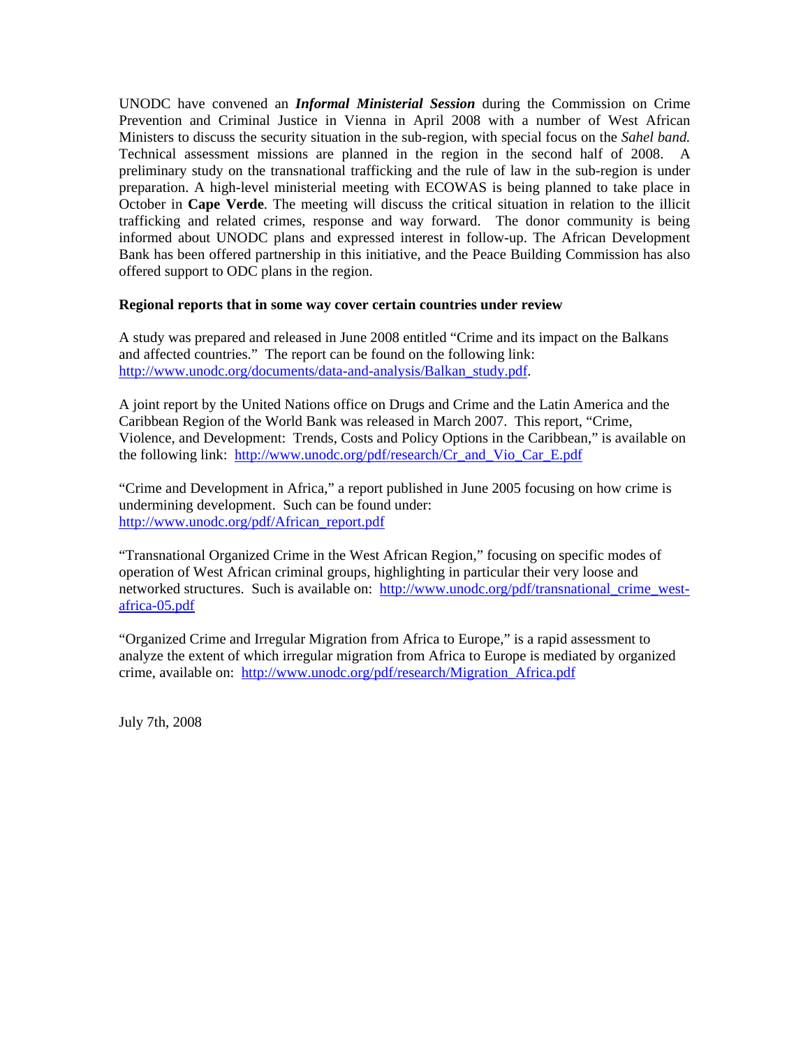UNODC have convened an ***Informal Ministerial Session*** during the Commission on Crime Prevention and Criminal Justice in Vienna in April 2008 with a number of West African Ministers to discuss the security situation in the sub-region, with special focus on the *Sahel band.* Technical assessment missions are planned in the region in the second half of 2008. A preliminary study on the transnational trafficking and the rule of law in the sub-region is under preparation. A high-level ministerial meeting with ECOWAS is being planned to take place in October in **Cape Verde**. The meeting will discuss the critical situation in relation to the illicit trafficking and related crimes, response and way forward. The donor community is being informed about UNODC plans and expressed interest in follow-up. The African Development Bank has been offered partnership in this initiative, and the Peace Building Commission has also offered support to ODC plans in the region.

**Regional reports that in some way cover certain countries under review**

A study was prepared and released in June 2008 entitled "Crime and its impact on the Balkans and affected countries." The report can be found on the following link: http://www.unodc.org/documents/data-and-analysis/Balkan_study.pdf.

A joint report by the United Nations office on Drugs and Crime and the Latin America and the Caribbean Region of the World Bank was released in March 2007. This report, "Crime, Violence, and Development: Trends, Costs and Policy Options in the Caribbean," is available on the following link: http://www.unodc.org/pdf/research/Cr_and_Vio_Car_E.pdf

"Crime and Development in Africa," a report published in June 2005 focusing on how crime is undermining development. Such can be found under: http://www.unodc.org/pdf/African_report.pdf

"Transnational Organized Crime in the West African Region," focusing on specific modes of operation of West African criminal groups, highlighting in particular their very loose and networked structures. Such is available on: http://www.unodc.org/pdf/transnational_crime_west-africa-05.pdf

"Organized Crime and Irregular Migration from Africa to Europe," is a rapid assessment to analyze the extent of which irregular migration from Africa to Europe is mediated by organized crime, available on: http://www.unodc.org/pdf/research/Migration_Africa.pdf

July 7th, 2008